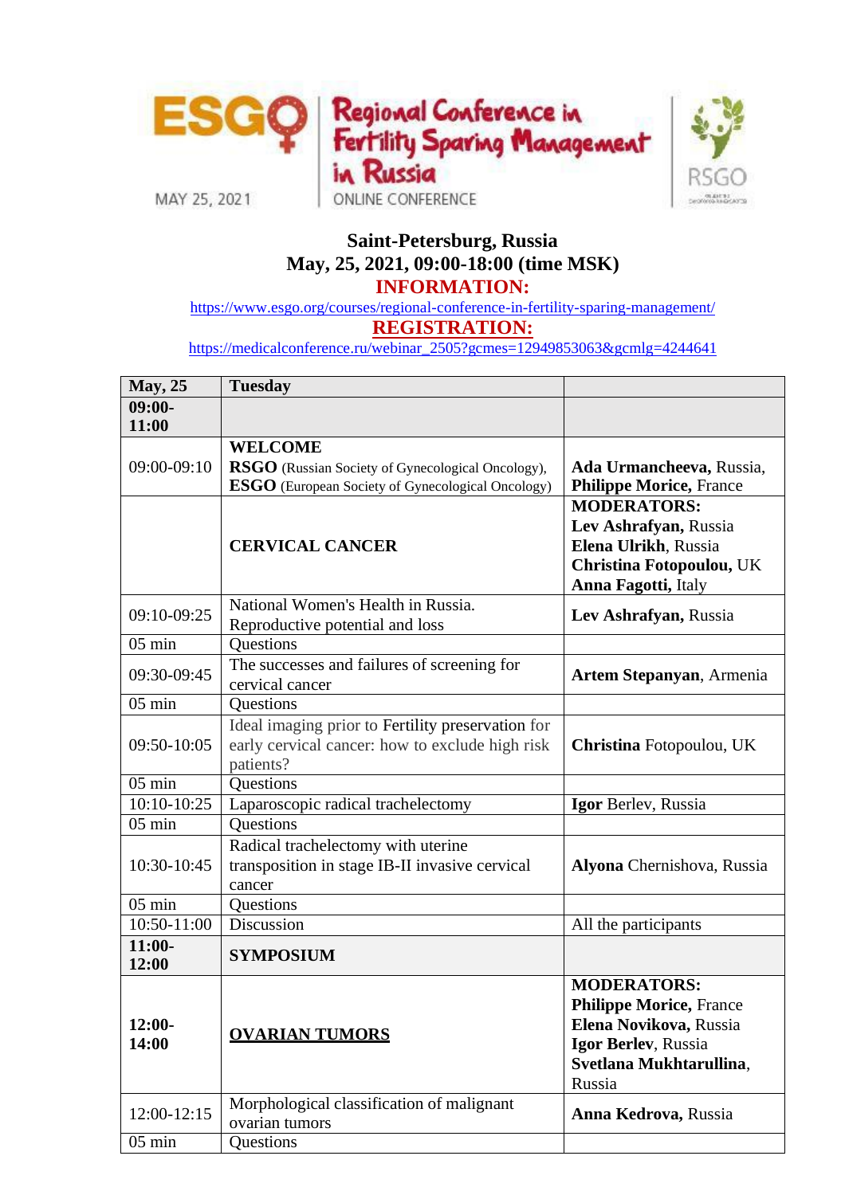ESGO MAY 25, 2021

Regional Conference in Fertility Sparing Management in Russia

ONLINE CONFERENCE

RSGO

**Saint-Petersburg, Russia**

**May, 25, 2021, 09:00-18:00 (time MSK)**

**INFORMATION:**

https://www.esgo.org/courses/regional-conference-in-fertility-sparing-management/

**REGISTRATION:**

https://medicalconference.ru/webinar_2505?gcmes=12949853063&gcmlg=4244641

| **May, 25** | **Tuesday** | |
|---|---|---|
| **09:00-11:00** | | |
| 09:00-09:10 | **WELCOME** **RSGO** (Russian Society of Gynecological Oncology), **ESGO** (European Society of Gynecological Oncology) | **Ada Urmancheeva,** Russia, **Philippe Morice,** France |
| | **CERVICAL CANCER** | **MODERATORS:** **Lev Ashrafyan,** Russia **Elena Ulrikh**, Russia **Christina Fotopoulou,** UK **Anna Fagotti,** Italy |
| 09:10-09:25 | National Women's Health in Russia. Reproductive potential and loss | **Lev Ashrafyan,** Russia |
| 05 min | Questions | |
| 09:30-09:45 | The successes and failures of screening for cervical cancer | **Artem Stepanyan**, Armenia |
| 05 min | Questions | |
| 09:50-10:05 | Ideal imaging prior to Fertility preservation for early cervical cancer: how to exclude high risk patients? | **Christina** Fotopoulou, UK |
| 05 min | Questions | |
| 10:10-10:25 | Laparoscopic radical trachelectomy | **Igor** Berlev, Russia |
| 05 min | Questions | |
| 10:30-10:45 | Radical trachelectomy with uterine transposition in stage IB-II invasive cervical cancer | **Alyona** Chernishova, Russia |
| 05 min | Questions | |
| 10:50-11:00 | Discussion | All the participants |
| **11:00-12:00** | **SYMPOSIUM** | |
| **12:00-14:00** | <u>**OVARIAN TUMORS**</u> | **MODERATORS:** **Philippe Morice,** France **Elena Novikova,** Russia **Igor Berlev**, Russia **Svetlana Mukhtarullina**, Russia |
| 12:00-12:15 | Morphological classification of malignant ovarian tumors | **Anna Kedrova,** Russia |
| 05 min | Questions | |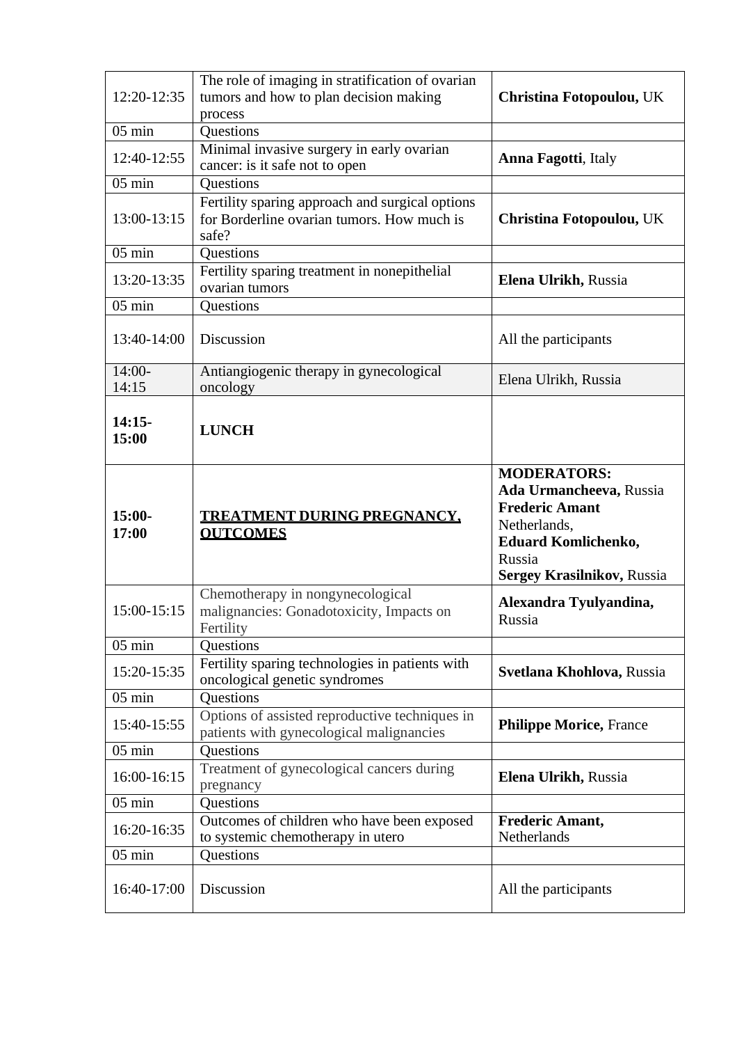| | | |
|---|---|---|
| 12:20-12:35 | The role of imaging in stratification of ovarian tumors and how to plan decision making process | **Christina Fotopoulou,** UK |
| 05 min | Questions | |
| 12:40-12:55 | Minimal invasive surgery in early ovarian cancer: is it safe not to open | **Anna Fagotti**, Italy |
| 05 min | Questions | |
| 13:00-13:15 | Fertility sparing approach and surgical options for Borderline ovarian tumors. How much is safe? | **Christina Fotopoulou,** UK |
| 05 min | Questions | |
| 13:20-13:35 | Fertility sparing treatment in nonepithelial ovarian tumors | **Elena Ulrikh,** Russia |
| 05 min | Questions | |
| 13:40-14:00 | Discussion | All the participants |
| 14:00-14:15 | Antiangiogenic therapy in gynecological oncology | Elena Ulrikh, Russia |
| **14:15-15:00** | **LUNCH** | |
| **15:00-17:00** | **TREATMENT DURING PREGNANCY, OUTCOMES** | **MODERATORS:** **Ada Urmancheeva,** Russia **Frederic Amant** Netherlands, **Eduard Komlichenko,** Russia **Sergey Krasilnikov,** Russia |
| 15:00-15:15 | Chemotherapy in nongynecological malignancies: Gonadotoxicity, Impacts on Fertility | **Alexandra Tyulyandina,** Russia |
| 05 min | Questions | |
| 15:20-15:35 | Fertility sparing technologies in patients with oncological genetic syndromes | **Svetlana Khohlova,** Russia |
| 05 min | Questions | |
| 15:40-15:55 | Options of assisted reproductive techniques in patients with gynecological malignancies | **Philippe Morice,** France |
| 05 min | Questions | |
| 16:00-16:15 | Treatment of gynecological cancers during pregnancy | **Elena Ulrikh,** Russia |
| 05 min | Questions | |
| 16:20-16:35 | Outcomes of children who have been exposed to systemic chemotherapy in utero | **Frederic Amant,** Netherlands |
| 05 min | Questions | |
| 16:40-17:00 | Discussion | All the participants |